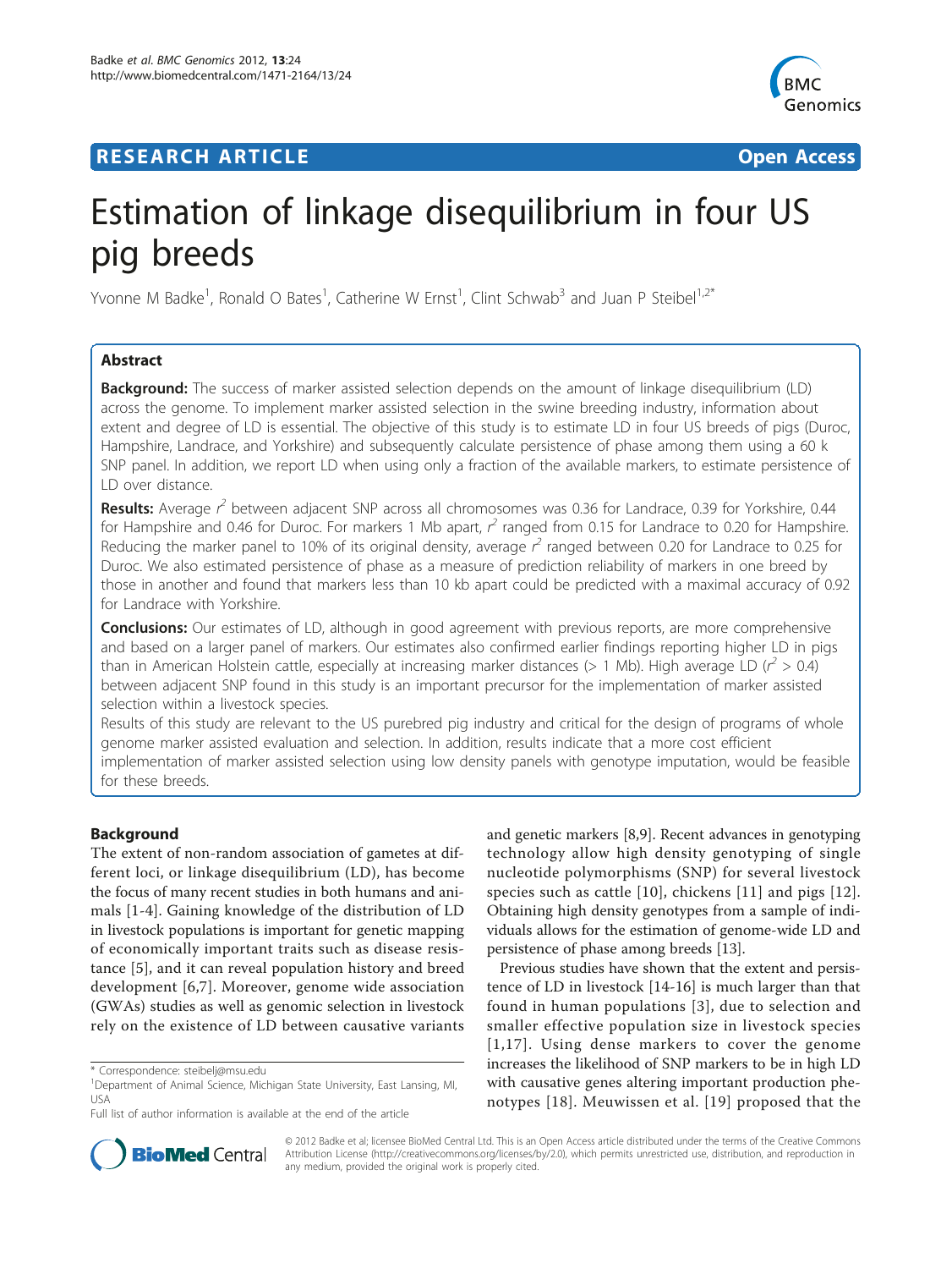RESEARCH ARTICLE **Open Access**

# Estimation of linkage disequilibrium in four US pig breeds

Yvonne M Badke[1], Ronald O Bates[1], Catherine W Ernst[1], Clint Schwab[3] and Juan P Steibel[1,2*]

## Abstract

**Background:** The success of marker assisted selection depends on the amount of linkage disequilibrium (LD) across the genome. To implement marker assisted selection in the swine breeding industry, information about extent and degree of LD is essential. The objective of this study is to estimate LD in four US breeds of pigs (Duroc, Hampshire, Landrace, and Yorkshire) and subsequently calculate persistence of phase among them using a 60 k SNP panel. In addition, we report LD when using only a fraction of the available markers, to estimate persistence of LD over distance.

**Results:** Average $r^2$ between adjacent SNP across all chromosomes was 0.36 for Landrace, 0.39 for Yorkshire, 0.44 for Hampshire and 0.46 for Duroc. For markers 1 Mb apart, $r^2$ ranged from 0.15 for Landrace to 0.20 for Hampshire. Reducing the marker panel to 10% of its original density, average $r^2$ ranged between 0.20 for Landrace to 0.25 for Duroc. We also estimated persistence of phase as a measure of prediction reliability of markers in one breed by those in another and found that markers less than 10 kb apart could be predicted with a maximal accuracy of 0.92 for Landrace with Yorkshire.

**Conclusions:** Our estimates of LD, although in good agreement with previous reports, are more comprehensive and based on a larger panel of markers. Our estimates also confirmed earlier findings reporting higher LD in pigs than in American Holstein cattle, especially at increasing marker distances (> 1 Mb). High average LD ($r^2$ > 0.4) between adjacent SNP found in this study is an important precursor for the implementation of marker assisted selection within a livestock species.

Results of this study are relevant to the US purebred pig industry and critical for the design of programs of whole genome marker assisted evaluation and selection. In addition, results indicate that a more cost efficient implementation of marker assisted selection using low density panels with genotype imputation, would be feasible for these breeds.

## Background

The extent of non-random association of gametes at different loci, or linkage disequilibrium (LD), has become the focus of many recent studies in both humans and animals [1-4]. Gaining knowledge of the distribution of LD in livestock populations is important for genetic mapping of economically important traits such as disease resistance [5], and it can reveal population history and breed development [6,7]. Moreover, genome wide association (GWAs) studies as well as genomic selection in livestock rely on the existence of LD between causative variants and genetic markers [8,9]. Recent advances in genotyping technology allow high density genotyping of single nucleotide polymorphisms (SNP) for several livestock species such as cattle [10], chickens [11] and pigs [12]. Obtaining high density genotypes from a sample of individuals allows for the estimation of genome-wide LD and persistence of phase among breeds [13].

Previous studies have shown that the extent and persistence of LD in livestock [14-16] is much larger than that found in human populations [3], due to selection and smaller effective population size in livestock species [1,17]. Using dense markers to cover the genome increases the likelihood of SNP markers to be in high LD with causative genes altering important production phenotypes [18]. Meuwissen et al. [19] proposed that the

\* Correspondence: steibelj@msu.edu
[1]Department of Animal Science, Michigan State University, East Lansing, MI, USA
Full list of author information is available at the end of the article

© 2012 Badke et al; licensee BioMed Central Ltd. This is an Open Access article distributed under the terms of the Creative Commons Attribution License (http://creativecommons.org/licenses/by/2.0), which permits unrestricted use, distribution, and reproduction in any medium, provided the original work is properly cited.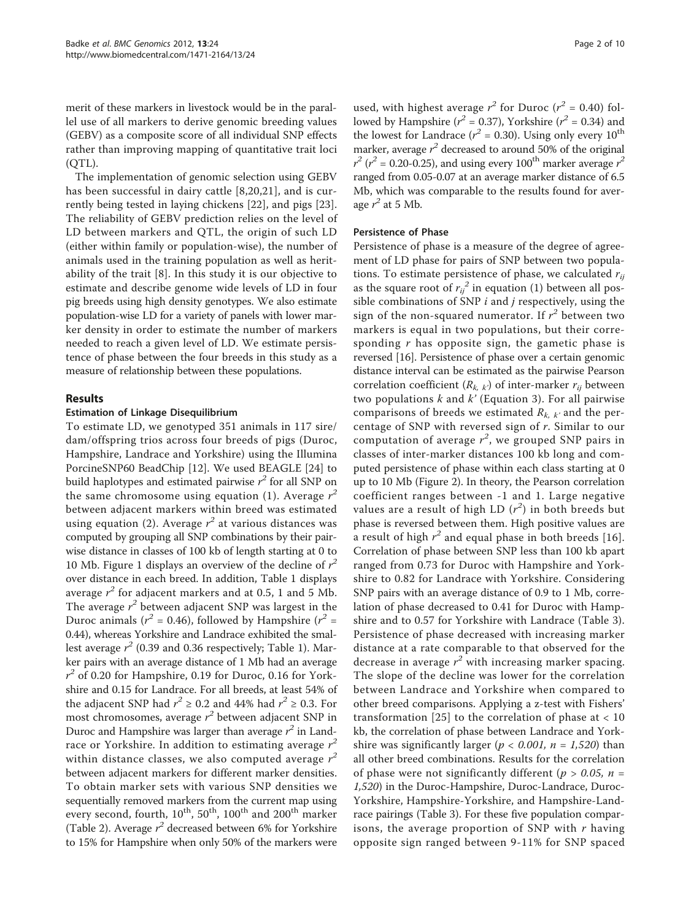merit of these markers in livestock would be in the parallel use of all markers to derive genomic breeding values (GEBV) as a composite score of all individual SNP effects rather than improving mapping of quantitative trait loci (QTL).

The implementation of genomic selection using GEBV has been successful in dairy cattle [8,20,21], and is currently being tested in laying chickens [22], and pigs [23]. The reliability of GEBV prediction relies on the level of LD between markers and QTL, the origin of such LD (either within family or population-wise), the number of animals used in the training population as well as heritability of the trait [8]. In this study it is our objective to estimate and describe genome wide levels of LD in four pig breeds using high density genotypes. We also estimate population-wise LD for a variety of panels with lower marker density in order to estimate the number of markers needed to reach a given level of LD. We estimate persistence of phase between the four breeds in this study as a measure of relationship between these populations.

## Results

### Estimation of Linkage Disequilibrium

To estimate LD, we genotyped 351 animals in 117 sire/dam/offspring trios across four breeds of pigs (Duroc, Hampshire, Landrace and Yorkshire) using the Illumina PorcineSNP60 BeadChip [12]. We used BEAGLE [24] to build haplotypes and estimated pairwise $r^2$ for all SNP on the same chromosome using equation (1). Average $r^2$ between adjacent markers within breed was estimated using equation (2). Average $r^2$ at various distances was computed by grouping all SNP combinations by their pairwise distance in classes of 100 kb of length starting at 0 to 10 Mb. Figure 1 displays an overview of the decline of $r^2$ over distance in each breed. In addition, Table 1 displays average $r^2$ for adjacent markers and at 0.5, 1 and 5 Mb. The average $r^2$ between adjacent SNP was largest in the Duroc animals ($r^2$ = 0.46), followed by Hampshire ($r^2$ = 0.44), whereas Yorkshire and Landrace exhibited the smallest average $r^2$ (0.39 and 0.36 respectively; Table 1). Marker pairs with an average distance of 1 Mb had an average $r^2$ of 0.20 for Hampshire, 0.19 for Duroc, 0.16 for Yorkshire and 0.15 for Landrace. For all breeds, at least 54% of the adjacent SNP had $r^2 \geq 0.2$ and 44% had $r^2 \geq 0.3$. For most chromosomes, average $r^2$ between adjacent SNP in Duroc and Hampshire was larger than average $r^2$ in Landrace or Yorkshire. In addition to estimating average $r^2$ within distance classes, we also computed average $r^2$ between adjacent markers for different marker densities. To obtain marker sets with various SNP densities we sequentially removed markers from the current map using every second, fourth, 10[th], 50[th], 100[th] and 200[th] marker (Table 2). Average $r^2$ decreased between 6% for Yorkshire to 15% for Hampshire when only 50% of the markers were used, with highest average $r^2$ for Duroc ($r^2$ = 0.40) followed by Hampshire ($r^2$ = 0.37), Yorkshire ($r^2$ = 0.34) and the lowest for Landrace ($r^2$ = 0.30). Using only every 10[th] marker, average $r^2$ decreased to around 50% of the original $r^2$ ($r^2$ = 0.20-0.25), and using every 100[th] marker average $r^2$ ranged from 0.05-0.07 at an average marker distance of 6.5 Mb, which was comparable to the results found for average $r^2$ at 5 Mb.

### Persistence of Phase

Persistence of phase is a measure of the degree of agreement of LD phase for pairs of SNP between two populations. To estimate persistence of phase, we calculated $r_{ij}$ as the square root of $r_{ij}^2$ in equation (1) between all possible combinations of SNP $i$ and $j$ respectively, using the sign of the non-squared numerator. If $r^2$ between two markers is equal in two populations, but their corresponding $r$ has opposite sign, the gametic phase is reversed [16]. Persistence of phase over a certain genomic distance interval can be estimated as the pairwise Pearson correlation coefficient ($R_{k,\,k'}$) of inter-marker $r_{ij}$ between two populations $k$ and $k'$ (Equation 3). For all pairwise comparisons of breeds we estimated $R_{k,\,k'}$ and the percentage of SNP with reversed sign of $r$. Similar to our computation of average $r^2$, we grouped SNP pairs in classes of inter-marker distances 100 kb long and computed persistence of phase within each class starting at 0 up to 10 Mb (Figure 2). In theory, the Pearson correlation coefficient ranges between -1 and 1. Large negative values are a result of high LD ($r^2$) in both breeds but phase is reversed between them. High positive values are a result of high $r^2$ and equal phase in both breeds [16]. Correlation of phase between SNP less than 100 kb apart ranged from 0.73 for Duroc with Hampshire and Yorkshire to 0.82 for Landrace with Yorkshire. Considering SNP pairs with an average distance of 0.9 to 1 Mb, correlation of phase decreased to 0.41 for Duroc with Hampshire and to 0.57 for Yorkshire with Landrace (Table 3). Persistence of phase decreased with increasing marker distance at a rate comparable to that observed for the decrease in average $r^2$ with increasing marker spacing. The slope of the decline was lower for the correlation between Landrace and Yorkshire when compared to other breed comparisons. Applying a z-test with Fishers' transformation [25] to the correlation of phase at < 10 kb, the correlation of phase between Landrace and Yorkshire was significantly larger ($p < 0.001$, $n = 1{,}520$) than all other breed combinations. Results for the correlation of phase were not significantly different ($p > 0.05$, $n = 1{,}520$) in the Duroc-Hampshire, Duroc-Landrace, Duroc-Yorkshire, Hampshire-Yorkshire, and Hampshire-Landrace pairings (Table 3). For these five population comparisons, the average proportion of SNP with $r$ having opposite sign ranged between 9-11% for SNP spaced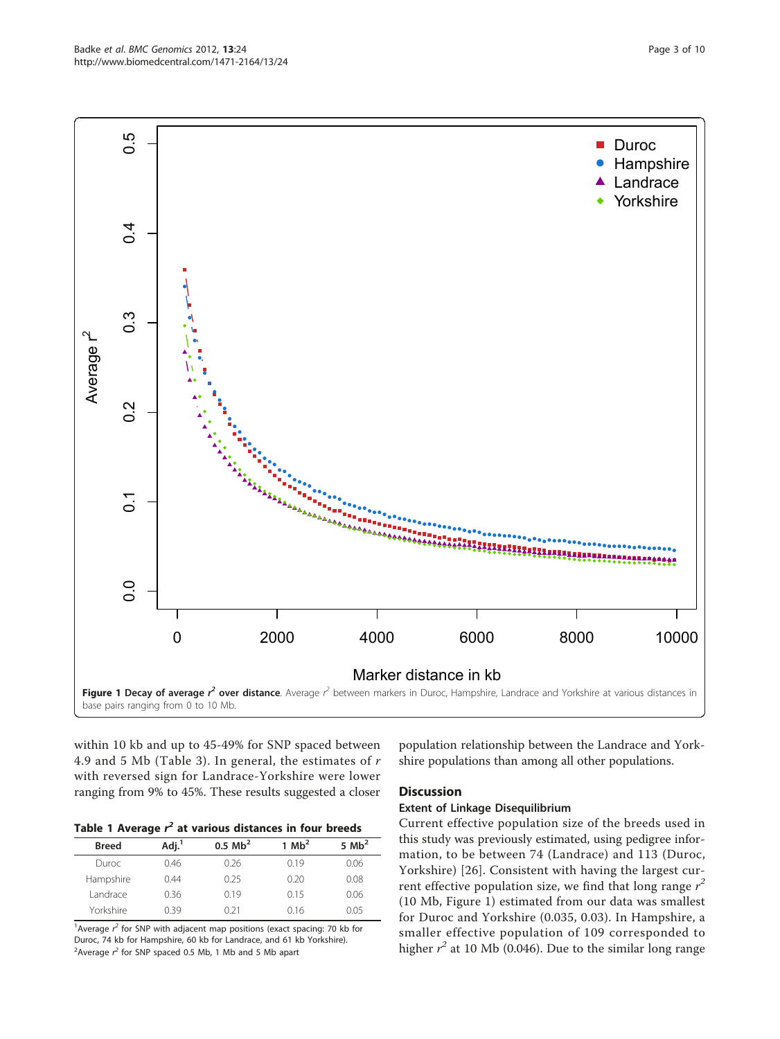**Figure 1 Decay of average $r^2$ over distance**. Average $r^2$ between markers in Duroc, Hampshire, Landrace and Yorkshire at various distances in base pairs ranging from 0 to 10 Mb.

within 10 kb and up to 45-49% for SNP spaced between 4.9 and 5 Mb (Table 3). In general, the estimates of $r$ with reversed sign for Landrace-Yorkshire were lower ranging from 9% to 45%. These results suggested a closer population relationship between the Landrace and Yorkshire populations than among all other populations.

**Table 1 Average $r^2$ at various distances in four breeds**

| Breed | Adj.[1] | 0.5 Mb[2] | 1 Mb[2] | 5 Mb[2] |
|---|---|---|---|---|
| Duroc | 0.46 | 0.26 | 0.19 | 0.06 |
| Hampshire | 0.44 | 0.25 | 0.20 | 0.08 |
| Landrace | 0.36 | 0.19 | 0.15 | 0.06 |
| Yorkshire | 0.39 | 0.21 | 0.16 | 0.05 |

[1]Average $r^2$ for SNP with adjacent map positions (exact spacing: 70 kb for Duroc, 74 kb for Hampshire, 60 kb for Landrace, and 61 kb Yorkshire).
[2]Average $r^2$ for SNP spaced 0.5 Mb, 1 Mb and 5 Mb apart

## Discussion

### Extent of Linkage Disequilibrium

Current effective population size of the breeds used in this study was previously estimated, using pedigree information, to be between 74 (Landrace) and 113 (Duroc, Yorkshire) [26]. Consistent with having the largest current effective population size, we find that long range $r^2$ (10 Mb, Figure 1) estimated from our data was smallest for Duroc and Yorkshire (0.035, 0.03). In Hampshire, a smaller effective population of 109 corresponded to higher $r^2$ at 10 Mb (0.046). Due to the similar long range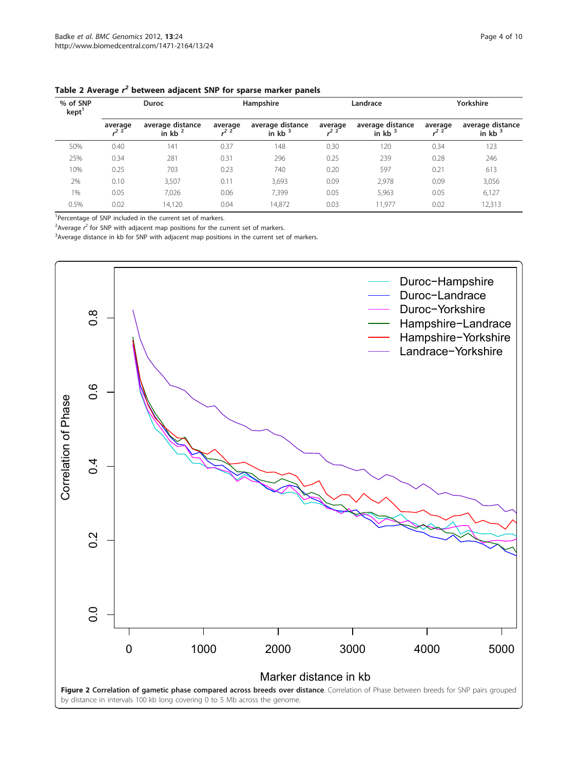**Table 2 Average $r^2$ between adjacent SNP for sparse marker panels**

| % of SNP kept[1] | Duroc | | Hampshire | | Landrace | | Yorkshire | |
|---|---|---|---|---|---|---|---|---|
| | average $r^2$ [2] | average distance in kb [2] | average $r^2$ [2] | average distance in kb [3] | average $r^2$ [2] | average distance in kb [3] | average $r^2$ [2] | average distance in kb [3] |
| 50% | 0.40 | 141 | 0.37 | 148 | 0.30 | 120 | 0.34 | 123 |
| 25% | 0.34 | 281 | 0.31 | 296 | 0.25 | 239 | 0.28 | 246 |
| 10% | 0.25 | 703 | 0.23 | 740 | 0.20 | 597 | 0.21 | 613 |
| 2% | 0.10 | 3,507 | 0.11 | 3,693 | 0.09 | 2,978 | 0.09 | 3,056 |
| 1% | 0.05 | 7,026 | 0.06 | 7,399 | 0.05 | 5,963 | 0.05 | 6,127 |
| 0.5% | 0.02 | 14,120 | 0.04 | 14,872 | 0.03 | 11,977 | 0.02 | 12,313 |

[1]Percentage of SNP included in the current set of markers.

[2]Average $r^2$ for SNP with adjacent map positions for the current set of markers.

[3]Average distance in kb for SNP with adjacent map positions in the current set of markers.

**Figure 2 Correlation of gametic phase compared across breeds over distance**. Correlation of Phase between breeds for SNP pairs grouped by distance in intervals 100 kb long covering 0 to 5 Mb across the genome.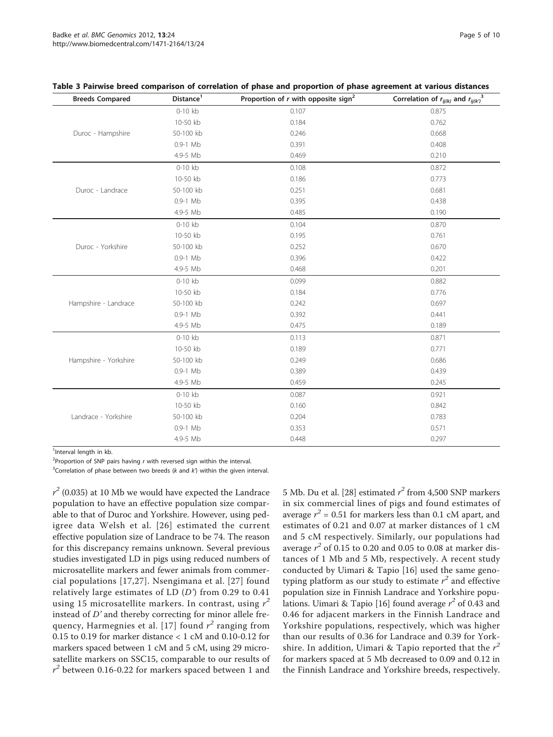**Table 3 Pairwise breed comparison of correlation of phase and proportion of phase agreement at various distances**

| Breeds Compared | Distance[1] | Proportion of $r$ with opposite sign[2] | Correlation of $r_{ij(k)}$ and $r_{ij(k')}$[3] |
|---|---|---|---|
| Duroc - Hampshire | 0-10 kb | 0.107 | 0.875 |
| | 10-50 kb | 0.184 | 0.762 |
| | 50-100 kb | 0.246 | 0.668 |
| | 0.9-1 Mb | 0.391 | 0.408 |
| | 4.9-5 Mb | 0.469 | 0.210 |
| Duroc - Landrace | 0-10 kb | 0.108 | 0.872 |
| | 10-50 kb | 0.186 | 0.773 |
| | 50-100 kb | 0.251 | 0.681 |
| | 0.9-1 Mb | 0.395 | 0.438 |
| | 4.9-5 Mb | 0.485 | 0.190 |
| Duroc - Yorkshire | 0-10 kb | 0.104 | 0.870 |
| | 10-50 kb | 0.195 | 0.761 |
| | 50-100 kb | 0.252 | 0.670 |
| | 0.9-1 Mb | 0.396 | 0.422 |
| | 4.9-5 Mb | 0.468 | 0.201 |
| Hampshire - Landrace | 0-10 kb | 0.099 | 0.882 |
| | 10-50 kb | 0.184 | 0.776 |
| | 50-100 kb | 0.242 | 0.697 |
| | 0.9-1 Mb | 0.392 | 0.441 |
| | 4.9-5 Mb | 0.475 | 0.189 |
| Hampshire - Yorkshire | 0-10 kb | 0.113 | 0.871 |
| | 10-50 kb | 0.189 | 0.771 |
| | 50-100 kb | 0.249 | 0.686 |
| | 0.9-1 Mb | 0.389 | 0.439 |
| | 4.9-5 Mb | 0.459 | 0.245 |
| Landrace - Yorkshire | 0-10 kb | 0.087 | 0.921 |
| | 10-50 kb | 0.160 | 0.842 |
| | 50-100 kb | 0.204 | 0.783 |
| | 0.9-1 Mb | 0.353 | 0.571 |
| | 4.9-5 Mb | 0.448 | 0.297 |

[1]Interval length in kb.
[2]Proportion of SNP pairs having $r$ with reversed sign within the interval.
[3]Correlation of phase between two breeds ($k$ and $k'$) within the given interval.

$r^2$ (0.035) at 10 Mb we would have expected the Landrace population to have an effective population size comparable to that of Duroc and Yorkshire. However, using pedigree data Welsh et al. [26] estimated the current effective population size of Landrace to be 74. The reason for this discrepancy remains unknown. Several previous studies investigated LD in pigs using reduced numbers of microsatellite markers and fewer animals from commercial populations [17,27]. Nsengimana et al. [27] found relatively large estimates of LD ($D'$) from 0.29 to 0.41 using 15 microsatellite markers. In contrast, using $r^2$ instead of $D'$ and thereby correcting for minor allele frequency, Harmegnies et al. [17] found $r^2$ ranging from 0.15 to 0.19 for marker distance < 1 cM and 0.10-0.12 for markers spaced between 1 cM and 5 cM, using 29 microsatellite markers on SSC15, comparable to our results of $r^2$ between 0.16-0.22 for markers spaced between 1 and 5 Mb. Du et al. [28] estimated $r^2$ from 4,500 SNP markers in six commercial lines of pigs and found estimates of average $r^2$ = 0.51 for markers less than 0.1 cM apart, and estimates of 0.21 and 0.07 at marker distances of 1 cM and 5 cM respectively. Similarly, our populations had average $r^2$ of 0.15 to 0.20 and 0.05 to 0.08 at marker distances of 1 Mb and 5 Mb, respectively. A recent study conducted by Uimari & Tapio [16] used the same genotyping platform as our study to estimate $r^2$ and effective population size in Finnish Landrace and Yorkshire populations. Uimari & Tapio [16] found average $r^2$ of 0.43 and 0.46 for adjacent markers in the Finnish Landrace and Yorkshire populations, respectively, which was higher than our results of 0.36 for Landrace and 0.39 for Yorkshire. In addition, Uimari & Tapio reported that the $r^2$ for markers spaced at 5 Mb decreased to 0.09 and 0.12 in the Finnish Landrace and Yorkshire breeds, respectively.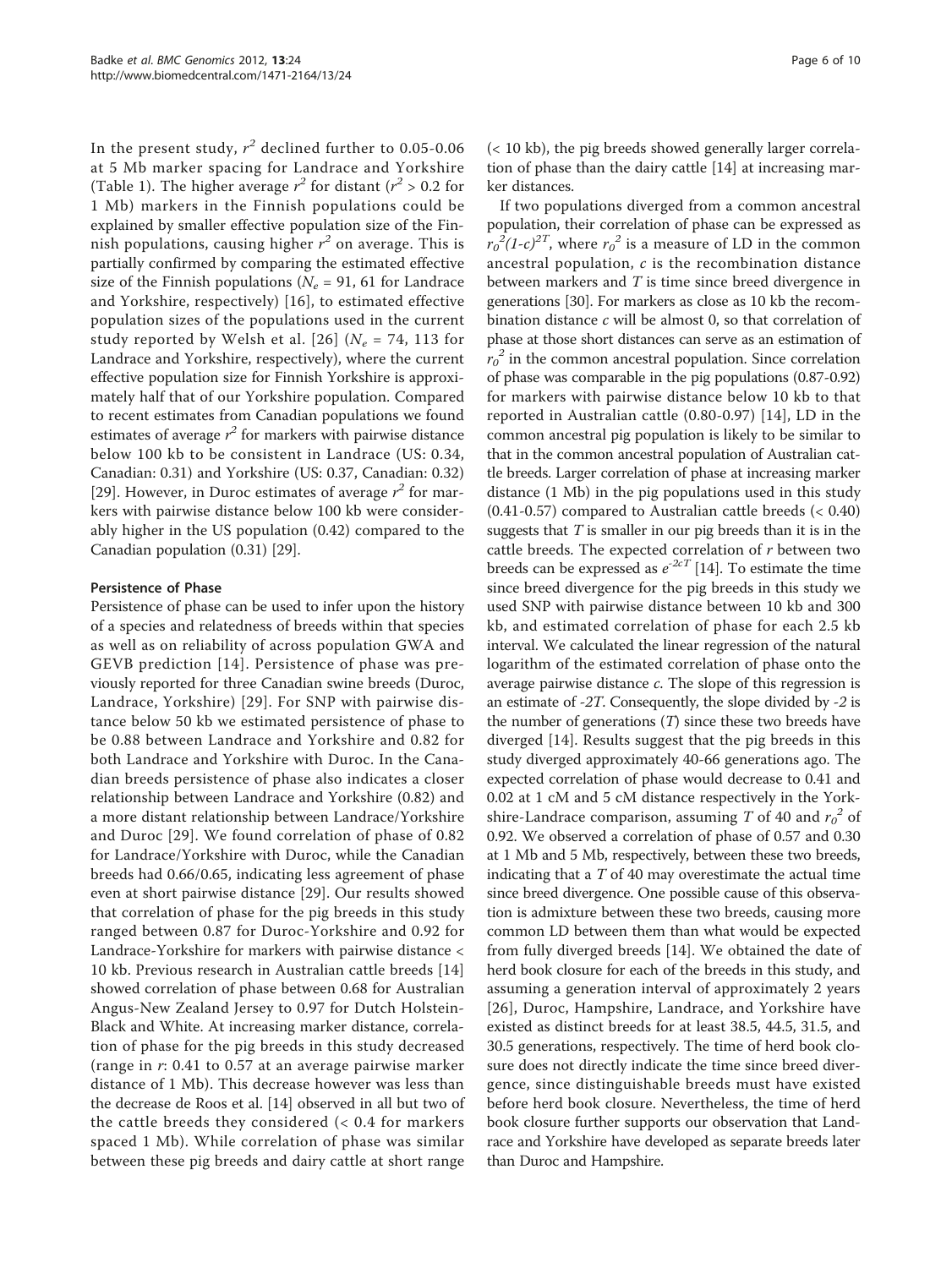In the present study, $r^2$ declined further to 0.05-0.06 at 5 Mb marker spacing for Landrace and Yorkshire (Table 1). The higher average $r^2$ for distant ($r^2 > 0.2$ for 1 Mb) markers in the Finnish populations could be explained by smaller effective population size of the Finnish populations, causing higher $r^2$ on average. This is partially confirmed by comparing the estimated effective size of the Finnish populations ($N_e$ = 91, 61 for Landrace and Yorkshire, respectively) [16], to estimated effective population sizes of the populations used in the current study reported by Welsh et al. [26] ($N_e$ = 74, 113 for Landrace and Yorkshire, respectively), where the current effective population size for Finnish Yorkshire is approximately half that of our Yorkshire population. Compared to recent estimates from Canadian populations we found estimates of average $r^2$ for markers with pairwise distance below 100 kb to be consistent in Landrace (US: 0.34, Canadian: 0.31) and Yorkshire (US: 0.37, Canadian: 0.32) [29]. However, in Duroc estimates of average $r^2$ for markers with pairwise distance below 100 kb were considerably higher in the US population (0.42) compared to the Canadian population (0.31) [29].

### Persistence of Phase

Persistence of phase can be used to infer upon the history of a species and relatedness of breeds within that species as well as on reliability of across population GWA and GEVB prediction [14]. Persistence of phase was previously reported for three Canadian swine breeds (Duroc, Landrace, Yorkshire) [29]. For SNP with pairwise distance below 50 kb we estimated persistence of phase to be 0.88 between Landrace and Yorkshire and 0.82 for both Landrace and Yorkshire with Duroc. In the Canadian breeds persistence of phase also indicates a closer relationship between Landrace and Yorkshire (0.82) and a more distant relationship between Landrace/Yorkshire and Duroc [29]. We found correlation of phase of 0.82 for Landrace/Yorkshire with Duroc, while the Canadian breeds had 0.66/0.65, indicating less agreement of phase even at short pairwise distance [29]. Our results showed that correlation of phase for the pig breeds in this study ranged between 0.87 for Duroc-Yorkshire and 0.92 for Landrace-Yorkshire for markers with pairwise distance < 10 kb. Previous research in Australian cattle breeds [14] showed correlation of phase between 0.68 for Australian Angus-New Zealand Jersey to 0.97 for Dutch Holstein-Black and White. At increasing marker distance, correlation of phase for the pig breeds in this study decreased (range in $r$: 0.41 to 0.57 at an average pairwise marker distance of 1 Mb). This decrease however was less than the decrease de Roos et al. [14] observed in all but two of the cattle breeds they considered (< 0.4 for markers spaced 1 Mb). While correlation of phase was similar between these pig breeds and dairy cattle at short range (< 10 kb), the pig breeds showed generally larger correlation of phase than the dairy cattle [14] at increasing marker distances.

If two populations diverged from a common ancestral population, their correlation of phase can be expressed as $r_0^2(1-c)^{2T}$, where $r_0^2$ is a measure of LD in the common ancestral population, $c$ is the recombination distance between markers and $T$ is time since breed divergence in generations [30]. For markers as close as 10 kb the recombination distance $c$ will be almost 0, so that correlation of phase at those short distances can serve as an estimation of $r_0^2$ in the common ancestral population. Since correlation of phase was comparable in the pig populations (0.87-0.92) for markers with pairwise distance below 10 kb to that reported in Australian cattle (0.80-0.97) [14], LD in the common ancestral pig population is likely to be similar to that in the common ancestral population of Australian cattle breeds. Larger correlation of phase at increasing marker distance (1 Mb) in the pig populations used in this study (0.41-0.57) compared to Australian cattle breeds (< 0.40) suggests that $T$ is smaller in our pig breeds than it is in the cattle breeds. The expected correlation of $r$ between two breeds can be expressed as $e^{-2cT}$ [14]. To estimate the time since breed divergence for the pig breeds in this study we used SNP with pairwise distance between 10 kb and 300 kb, and estimated correlation of phase for each 2.5 kb interval. We calculated the linear regression of the natural logarithm of the estimated correlation of phase onto the average pairwise distance $c$. The slope of this regression is an estimate of $-2T$. Consequently, the slope divided by $-2$ is the number of generations ($T$) since these two breeds have diverged [14]. Results suggest that the pig breeds in this study diverged approximately 40-66 generations ago. The expected correlation of phase would decrease to 0.41 and 0.02 at 1 cM and 5 cM distance respectively in the Yorkshire-Landrace comparison, assuming $T$ of 40 and $r_0^2$ of 0.92. We observed a correlation of phase of 0.57 and 0.30 at 1 Mb and 5 Mb, respectively, between these two breeds, indicating that a $T$ of 40 may overestimate the actual time since breed divergence. One possible cause of this observation is admixture between these two breeds, causing more common LD between them than what would be expected from fully diverged breeds [14]. We obtained the date of herd book closure for each of the breeds in this study, and assuming a generation interval of approximately 2 years [26], Duroc, Hampshire, Landrace, and Yorkshire have existed as distinct breeds for at least 38.5, 44.5, 31.5, and 30.5 generations, respectively. The time of herd book closure does not directly indicate the time since breed divergence, since distinguishable breeds must have existed before herd book closure. Nevertheless, the time of herd book closure further supports our observation that Landrace and Yorkshire have developed as separate breeds later than Duroc and Hampshire.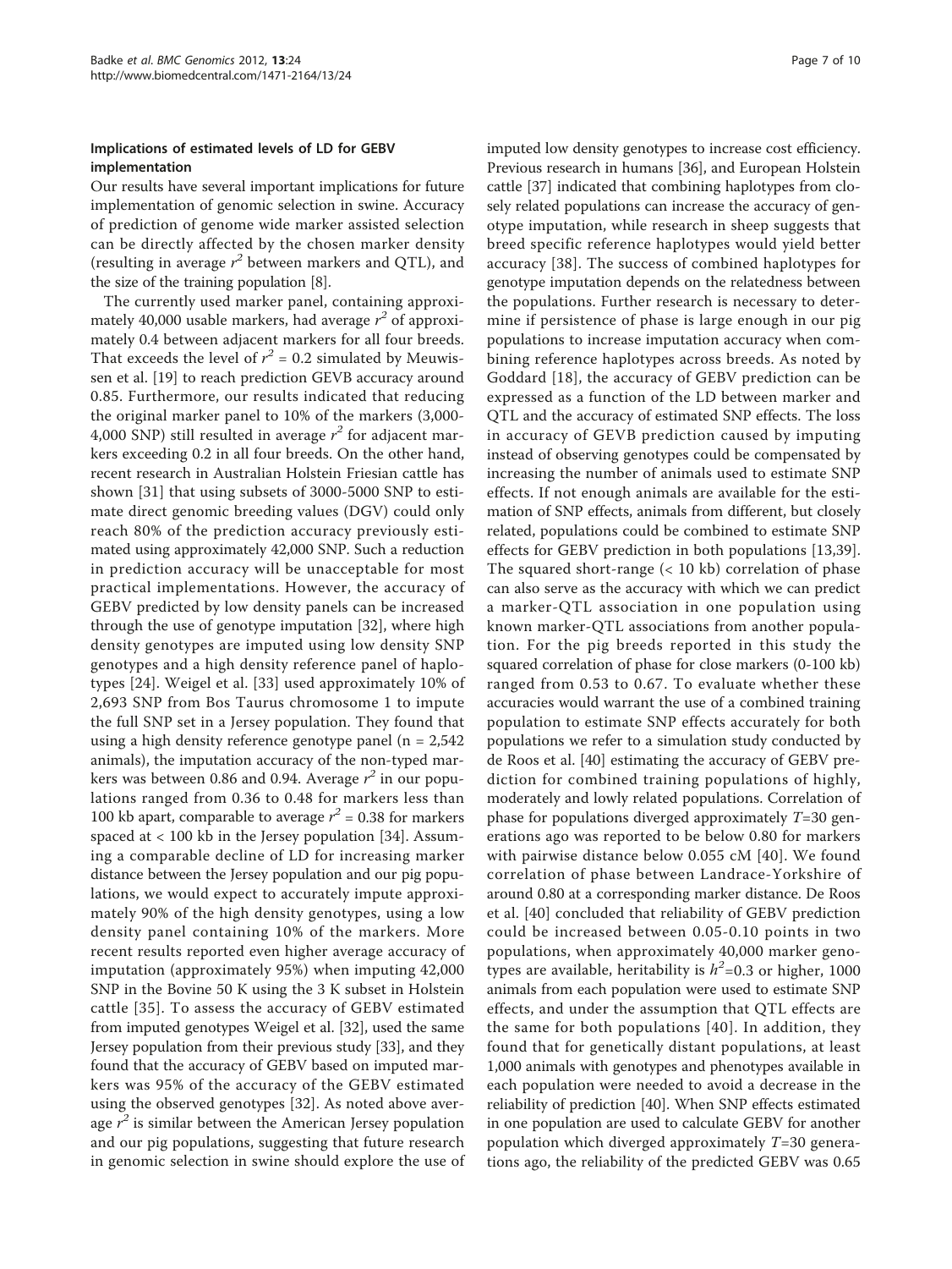### Implications of estimated levels of LD for GEBV implementation

Our results have several important implications for future implementation of genomic selection in swine. Accuracy of prediction of genome wide marker assisted selection can be directly affected by the chosen marker density (resulting in average $r^2$ between markers and QTL), and the size of the training population [8].

The currently used marker panel, containing approximately 40,000 usable markers, had average $r^2$ of approximately 0.4 between adjacent markers for all four breeds. That exceeds the level of $r^2 = 0.2$ simulated by Meuwissen et al. [19] to reach prediction GEVB accuracy around 0.85. Furthermore, our results indicated that reducing the original marker panel to 10% of the markers (3,000-4,000 SNP) still resulted in average $r^2$ for adjacent markers exceeding 0.2 in all four breeds. On the other hand, recent research in Australian Holstein Friesian cattle has shown [31] that using subsets of 3000-5000 SNP to estimate direct genomic breeding values (DGV) could only reach 80% of the prediction accuracy previously estimated using approximately 42,000 SNP. Such a reduction in prediction accuracy will be unacceptable for most practical implementations. However, the accuracy of GEBV predicted by low density panels can be increased through the use of genotype imputation [32], where high density genotypes are imputed using low density SNP genotypes and a high density reference panel of haplotypes [24]. Weigel et al. [33] used approximately 10% of 2,693 SNP from Bos Taurus chromosome 1 to impute the full SNP set in a Jersey population. They found that using a high density reference genotype panel (n = 2,542 animals), the imputation accuracy of the non-typed markers was between 0.86 and 0.94. Average $r^2$ in our populations ranged from 0.36 to 0.48 for markers less than 100 kb apart, comparable to average $r^2 = 0.38$ for markers spaced at < 100 kb in the Jersey population [34]. Assuming a comparable decline of LD for increasing marker distance between the Jersey population and our pig populations, we would expect to accurately impute approximately 90% of the high density genotypes, using a low density panel containing 10% of the markers. More recent results reported even higher average accuracy of imputation (approximately 95%) when imputing 42,000 SNP in the Bovine 50 K using the 3 K subset in Holstein cattle [35]. To assess the accuracy of GEBV estimated from imputed genotypes Weigel et al. [32], used the same Jersey population from their previous study [33], and they found that the accuracy of GEBV based on imputed markers was 95% of the accuracy of the GEBV estimated using the observed genotypes [32]. As noted above average $r^2$ is similar between the American Jersey population and our pig populations, suggesting that future research in genomic selection in swine should explore the use of imputed low density genotypes to increase cost efficiency. Previous research in humans [36], and European Holstein cattle [37] indicated that combining haplotypes from closely related populations can increase the accuracy of genotype imputation, while research in sheep suggests that breed specific reference haplotypes would yield better accuracy [38]. The success of combined haplotypes for genotype imputation depends on the relatedness between the populations. Further research is necessary to determine if persistence of phase is large enough in our pig populations to increase imputation accuracy when combining reference haplotypes across breeds. As noted by Goddard [18], the accuracy of GEBV prediction can be expressed as a function of the LD between marker and QTL and the accuracy of estimated SNP effects. The loss in accuracy of GEVB prediction caused by imputing instead of observing genotypes could be compensated by increasing the number of animals used to estimate SNP effects. If not enough animals are available for the estimation of SNP effects, animals from different, but closely related, populations could be combined to estimate SNP effects for GEBV prediction in both populations [13,39]. The squared short-range (< 10 kb) correlation of phase can also serve as the accuracy with which we can predict a marker-QTL association in one population using known marker-QTL associations from another population. For the pig breeds reported in this study the squared correlation of phase for close markers (0-100 kb) ranged from 0.53 to 0.67. To evaluate whether these accuracies would warrant the use of a combined training population to estimate SNP effects accurately for both populations we refer to a simulation study conducted by de Roos et al. [40] estimating the accuracy of GEBV prediction for combined training populations of highly, moderately and lowly related populations. Correlation of phase for populations diverged approximately $T$=30 generations ago was reported to be below 0.80 for markers with pairwise distance below 0.055 cM [40]. We found correlation of phase between Landrace-Yorkshire of around 0.80 at a corresponding marker distance. De Roos et al. [40] concluded that reliability of GEBV prediction could be increased between 0.05-0.10 points in two populations, when approximately 40,000 marker genotypes are available, heritability is $h^2$=0.3 or higher, 1000 animals from each population were used to estimate SNP effects, and under the assumption that QTL effects are the same for both populations [40]. In addition, they found that for genetically distant populations, at least 1,000 animals with genotypes and phenotypes available in each population were needed to avoid a decrease in the reliability of prediction [40]. When SNP effects estimated in one population are used to calculate GEBV for another population which diverged approximately $T$=30 generations ago, the reliability of the predicted GEBV was 0.65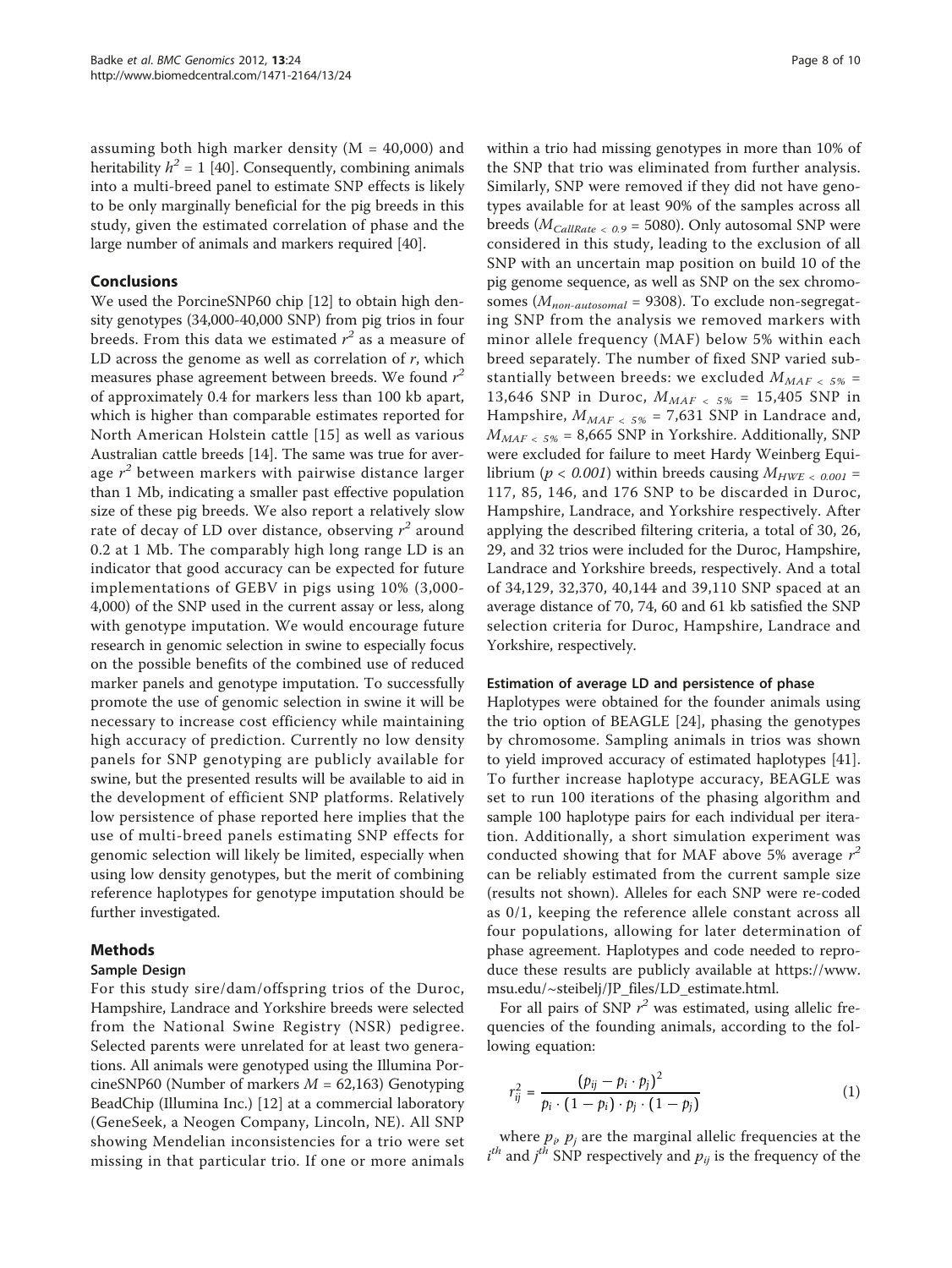assuming both high marker density (M = 40,000) and heritability $h^2 = 1$ [40]. Consequently, combining animals into a multi-breed panel to estimate SNP effects is likely to be only marginally beneficial for the pig breeds in this study, given the estimated correlation of phase and the large number of animals and markers required [40].

## Conclusions

We used the PorcineSNP60 chip [12] to obtain high density genotypes (34,000-40,000 SNP) from pig trios in four breeds. From this data we estimated $r^2$ as a measure of LD across the genome as well as correlation of $r$, which measures phase agreement between breeds. We found $r^2$ of approximately 0.4 for markers less than 100 kb apart, which is higher than comparable estimates reported for North American Holstein cattle [15] as well as various Australian cattle breeds [14]. The same was true for average $r^2$ between markers with pairwise distance larger than 1 Mb, indicating a smaller past effective population size of these pig breeds. We also report a relatively slow rate of decay of LD over distance, observing $r^2$ around 0.2 at 1 Mb. The comparably high long range LD is an indicator that good accuracy can be expected for future implementations of GEBV in pigs using 10% (3,000-4,000) of the SNP used in the current assay or less, along with genotype imputation. We would encourage future research in genomic selection in swine to especially focus on the possible benefits of the combined use of reduced marker panels and genotype imputation. To successfully promote the use of genomic selection in swine it will be necessary to increase cost efficiency while maintaining high accuracy of prediction. Currently no low density panels for SNP genotyping are publicly available for swine, but the presented results will be available to aid in the development of efficient SNP platforms. Relatively low persistence of phase reported here implies that the use of multi-breed panels estimating SNP effects for genomic selection will likely be limited, especially when using low density genotypes, but the merit of combining reference haplotypes for genotype imputation should be further investigated.

## Methods

### Sample Design

For this study sire/dam/offspring trios of the Duroc, Hampshire, Landrace and Yorkshire breeds were selected from the National Swine Registry (NSR) pedigree. Selected parents were unrelated for at least two generations. All animals were genotyped using the Illumina PorcineSNP60 (Number of markers $M = 62{,}163$) Genotyping BeadChip (Illumina Inc.) [12] at a commercial laboratory (GeneSeek, a Neogen Company, Lincoln, NE). All SNP showing Mendelian inconsistencies for a trio were set missing in that particular trio. If one or more animals within a trio had missing genotypes in more than 10% of the SNP that trio was eliminated from further analysis. Similarly, SNP were removed if they did not have genotypes available for at least 90% of the samples across all breeds ($M_{CallRate < 0.9} = 5080$). Only autosomal SNP were considered in this study, leading to the exclusion of all SNP with an uncertain map position on build 10 of the pig genome sequence, as well as SNP on the sex chromosomes ($M_{non\text{-}autosomal} = 9308$). To exclude non-segregating SNP from the analysis we removed markers with minor allele frequency (MAF) below 5% within each breed separately. The number of fixed SNP varied substantially between breeds: we excluded $M_{MAF < 5\%} = 13{,}646$ SNP in Duroc, $M_{MAF < 5\%} = 15{,}405$ SNP in Hampshire, $M_{MAF < 5\%} = 7{,}631$ SNP in Landrace and, $M_{MAF < 5\%} = 8{,}665$ SNP in Yorkshire. Additionally, SNP were excluded for failure to meet Hardy Weinberg Equilibrium ($p < 0.001$) within breeds causing $M_{HWE < 0.001} = 117$, 85, 146, and 176 SNP to be discarded in Duroc, Hampshire, Landrace, and Yorkshire respectively. After applying the described filtering criteria, a total of 30, 26, 29, and 32 trios were included for the Duroc, Hampshire, Landrace and Yorkshire breeds, respectively. And a total of 34,129, 32,370, 40,144 and 39,110 SNP spaced at an average distance of 70, 74, 60 and 61 kb satisfied the SNP selection criteria for Duroc, Hampshire, Landrace and Yorkshire, respectively.

### Estimation of average LD and persistence of phase

Haplotypes were obtained for the founder animals using the trio option of BEAGLE [24], phasing the genotypes by chromosome. Sampling animals in trios was shown to yield improved accuracy of estimated haplotypes [41]. To further increase haplotype accuracy, BEAGLE was set to run 100 iterations of the phasing algorithm and sample 100 haplotype pairs for each individual per iteration. Additionally, a short simulation experiment was conducted showing that for MAF above 5% average $r^2$ can be reliably estimated from the current sample size (results not shown). Alleles for each SNP were re-coded as 0/1, keeping the reference allele constant across all four populations, allowing for later determination of phase agreement. Haplotypes and code needed to reproduce these results are publicly available at https://www.msu.edu/~steibelj/JP_files/LD_estimate.html.

For all pairs of SNP $r^2$ was estimated, using allelic frequencies of the founding animals, according to the following equation:

$$r_{ij}^2 = \frac{(p_{ij} - p_i \cdot p_j)^2}{p_i \cdot (1 - p_i) \cdot p_j \cdot (1 - p_j)} \tag{1}$$

where $p_i$, $p_j$ are the marginal allelic frequencies at the $i^{th}$ and $j^{th}$ SNP respectively and $p_{ij}$ is the frequency of the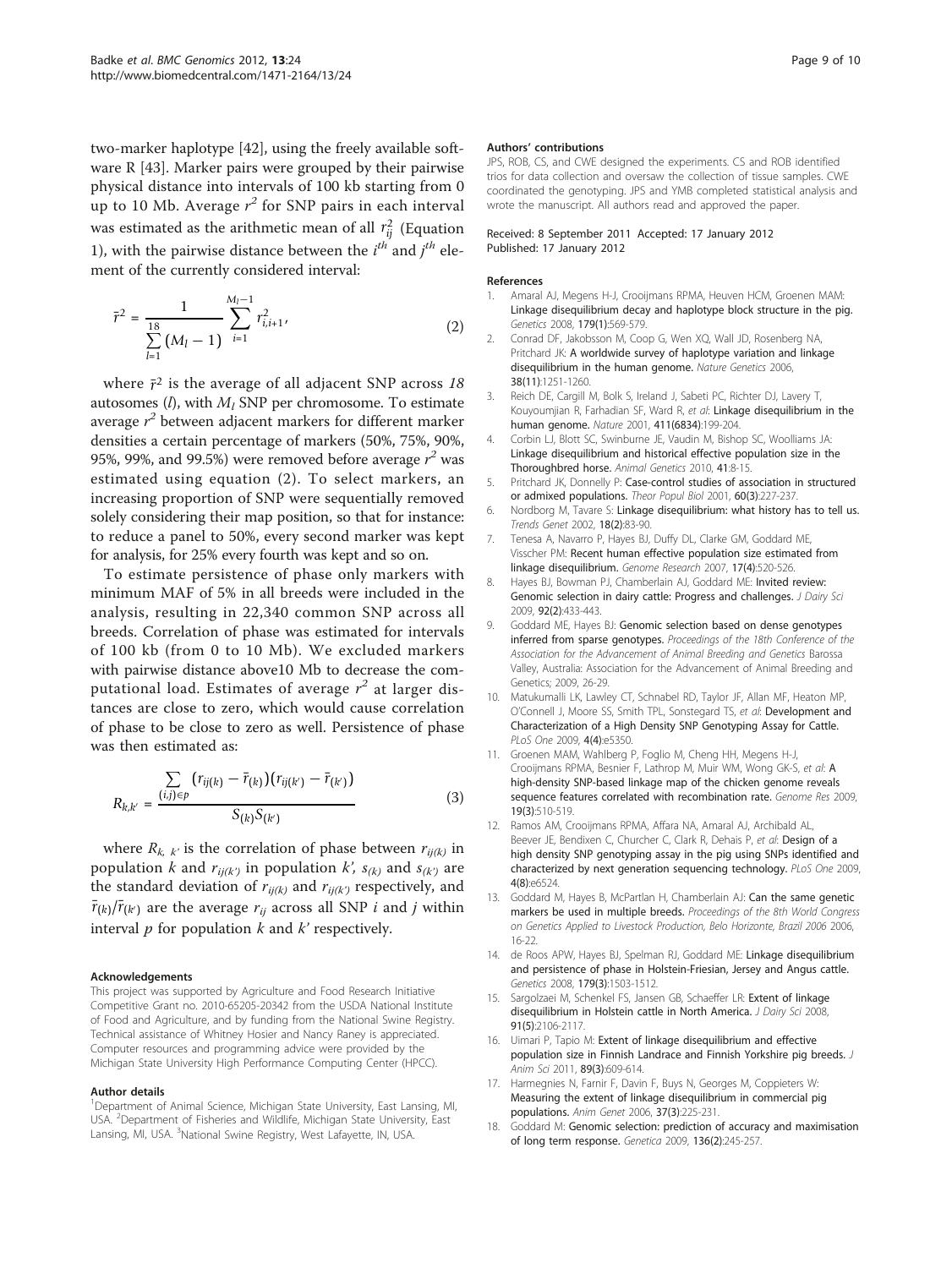two-marker haplotype [42], using the freely available software R [43]. Marker pairs were grouped by their pairwise physical distance into intervals of 100 kb starting from 0 up to 10 Mb. Average $r^2$ for SNP pairs in each interval was estimated as the arithmetic mean of all $r_{ij}^2$ (Equation 1), with the pairwise distance between the $i^{th}$ and $j^{th}$ element of the currently considered interval:

$$\bar{r}^2 = \frac{1}{\sum_{l=1}^{18}(M_l - 1)} \sum_{i=1}^{M_l-1} r_{i,i+1}^2, \quad (2)$$

where $\bar{r}^2$ is the average of all adjacent SNP across *18* autosomes (*l*), with $M_l$ SNP per chromosome. To estimate average $r^2$ between adjacent markers for different marker densities a certain percentage of markers (50%, 75%, 90%, 95%, 99%, and 99.5%) were removed before average $r^2$ was estimated using equation (2). To select markers, an increasing proportion of SNP were sequentially removed solely considering their map position, so that for instance: to reduce a panel to 50%, every second marker was kept for analysis, for 25% every fourth was kept and so on.

To estimate persistence of phase only markers with minimum MAF of 5% in all breeds were included in the analysis, resulting in 22,340 common SNP across all breeds. Correlation of phase was estimated for intervals of 100 kb (from 0 to 10 Mb). We excluded markers with pairwise distance above10 Mb to decrease the computational load. Estimates of average $r^2$ at larger distances are close to zero, which would cause correlation of phase to be close to zero as well. Persistence of phase was then estimated as:

$$R_{k,k'} = \frac{\sum_{(i,j)\in p} (r_{ij(k)} - \bar{r}_{(k)})(r_{ij(k')} - \bar{r}_{(k')})}{S_{(k)}S_{(k')}} \quad (3)$$

where $R_{k,\ k'}$ is the correlation of phase between $r_{ij(k)}$ in population $k$ and $r_{ij(k')}$ in population $k'$, $s_{(k)}$ and $s_{(k')}$ are the standard deviation of $r_{ij(k)}$ and $r_{ij(k')}$ respectively, and $\bar{r}_{(k)}/\bar{r}_{(k')}$ are the average $r_{ij}$ across all SNP $i$ and $j$ within interval $p$ for population $k$ and $k'$ respectively.

## Acknowledgements

This project was supported by Agriculture and Food Research Initiative Competitive Grant no. 2010-65205-20342 from the USDA National Institute of Food and Agriculture, and by funding from the National Swine Registry. Technical assistance of Whitney Hosier and Nancy Raney is appreciated. Computer resources and programming advice were provided by the Michigan State University High Performance Computing Center (HPCC).

## Author details

[1]Department of Animal Science, Michigan State University, East Lansing, MI, USA. [2]Department of Fisheries and Wildlife, Michigan State University, East Lansing, MI, USA. [3]National Swine Registry, West Lafayette, IN, USA.

## Authors' contributions

JPS, ROB, CS, and CWE designed the experiments. CS and ROB identified trios for data collection and oversaw the collection of tissue samples. CWE coordinated the genotyping. JPS and YMB completed statistical analysis and wrote the manuscript. All authors read and approved the paper.

Received: 8 September 2011 Accepted: 17 January 2012
Published: 17 January 2012

## References

1. Amaral AJ, Megens H-J, Crooijmans RPMA, Heuven HCM, Groenen MAM: **Linkage disequilibrium decay and haplotype block structure in the pig.** *Genetics* 2008, **179(1)**:569-579.
2. Conrad DF, Jakobsson M, Coop G, Wen XQ, Wall JD, Rosenberg NA, Pritchard JK: **A worldwide survey of haplotype variation and linkage disequilibrium in the human genome.** *Nature Genetics* 2006, **38(11)**:1251-1260.
3. Reich DE, Cargill M, Bolk S, Ireland J, Sabeti PC, Richter DJ, Lavery T, Kouyoumjian R, Farhadian SF, Ward R, *et al*: **Linkage disequilibrium in the human genome.** *Nature* 2001, **411(6834)**:199-204.
4. Corbin LJ, Blott SC, Swinburne JE, Vaudin M, Bishop SC, Woolliams JA: **Linkage disequilibrium and historical effective population size in the Thoroughbred horse.** *Animal Genetics* 2010, **41**:8-15.
5. Pritchard JK, Donnelly P: **Case-control studies of association in structured or admixed populations.** *Theor Popul Biol* 2001, **60(3)**:227-237.
6. Nordborg M, Tavare S: **Linkage disequilibrium: what history has to tell us.** *Trends Genet* 2002, **18(2)**:83-90.
7. Tenesa A, Navarro P, Hayes BJ, Duffy DL, Clarke GM, Goddard ME, Visscher PM: **Recent human effective population size estimated from linkage disequilibrium.** *Genome Research* 2007, **17(4)**:520-526.
8. Hayes BJ, Bowman PJ, Chamberlain AJ, Goddard ME: **Invited review: Genomic selection in dairy cattle: Progress and challenges.** *J Dairy Sci* 2009, **92(2)**:433-443.
9. Goddard ME, Hayes BJ: **Genomic selection based on dense genotypes inferred from sparse genotypes.** *Proceedings of the 18th Conference of the Association for the Advancement of Animal Breeding and Genetics* Barossa Valley, Australia: Association for the Advancement of Animal Breeding and Genetics; 2009, 26-29.
10. Matukumalli LK, Lawley CT, Schnabel RD, Taylor JF, Allan MF, Heaton MP, O'Connell J, Moore SS, Smith TPL, Sonstegard TS, *et al*: **Development and Characterization of a High Density SNP Genotyping Assay for Cattle.** *PLoS One* 2009, **4(4)**:e5350.
11. Groenen MAM, Wahlberg P, Foglio M, Cheng HH, Megens H-J, Crooijmans RPMA, Besnier F, Lathrop M, Muir WM, Wong GK-S, *et al*: **A high-density SNP-based linkage map of the chicken genome reveals sequence features correlated with recombination rate.** *Genome Res* 2009, **19(3)**:510-519.
12. Ramos AM, Crooijmans RPMA, Affara NA, Amaral AJ, Archibald AL, Beever JE, Bendixen C, Churcher C, Clark R, Dehais P, *et al*: **Design of a high density SNP genotyping assay in the pig using SNPs identified and characterized by next generation sequencing technology.** *PLoS One* 2009, **4(8)**:e6524.
13. Goddard M, Hayes B, McPartlan H, Chamberlain AJ: **Can the same genetic markers be used in multiple breeds.** *Proceedings of the 8th World Congress on Genetics Applied to Livestock Production, Belo Horizonte, Brazil 2006* 2006, 16-22.
14. de Roos APW, Hayes BJ, Spelman RJ, Goddard ME: **Linkage disequilibrium and persistence of phase in Holstein-Friesian, Jersey and Angus cattle.** *Genetics* 2008, **179(3)**:1503-1512.
15. Sargolzaei M, Schenkel FS, Jansen GB, Schaeffer LR: **Extent of linkage disequilibrium in Holstein cattle in North America.** *J Dairy Sci* 2008, **91(5)**:2106-2117.
16. Uimari P, Tapio M: **Extent of linkage disequilibrium and effective population size in Finnish Landrace and Finnish Yorkshire pig breeds.** *J Anim Sci* 2011, **89(3)**:609-614.
17. Harmegnies N, Farnir F, Davin F, Buys N, Georges M, Coppieters W: **Measuring the extent of linkage disequilibrium in commercial pig populations.** *Anim Genet* 2006, **37(3)**:225-231.
18. Goddard M: **Genomic selection: prediction of accuracy and maximisation of long term response.** *Genetica* 2009, **136(2)**:245-257.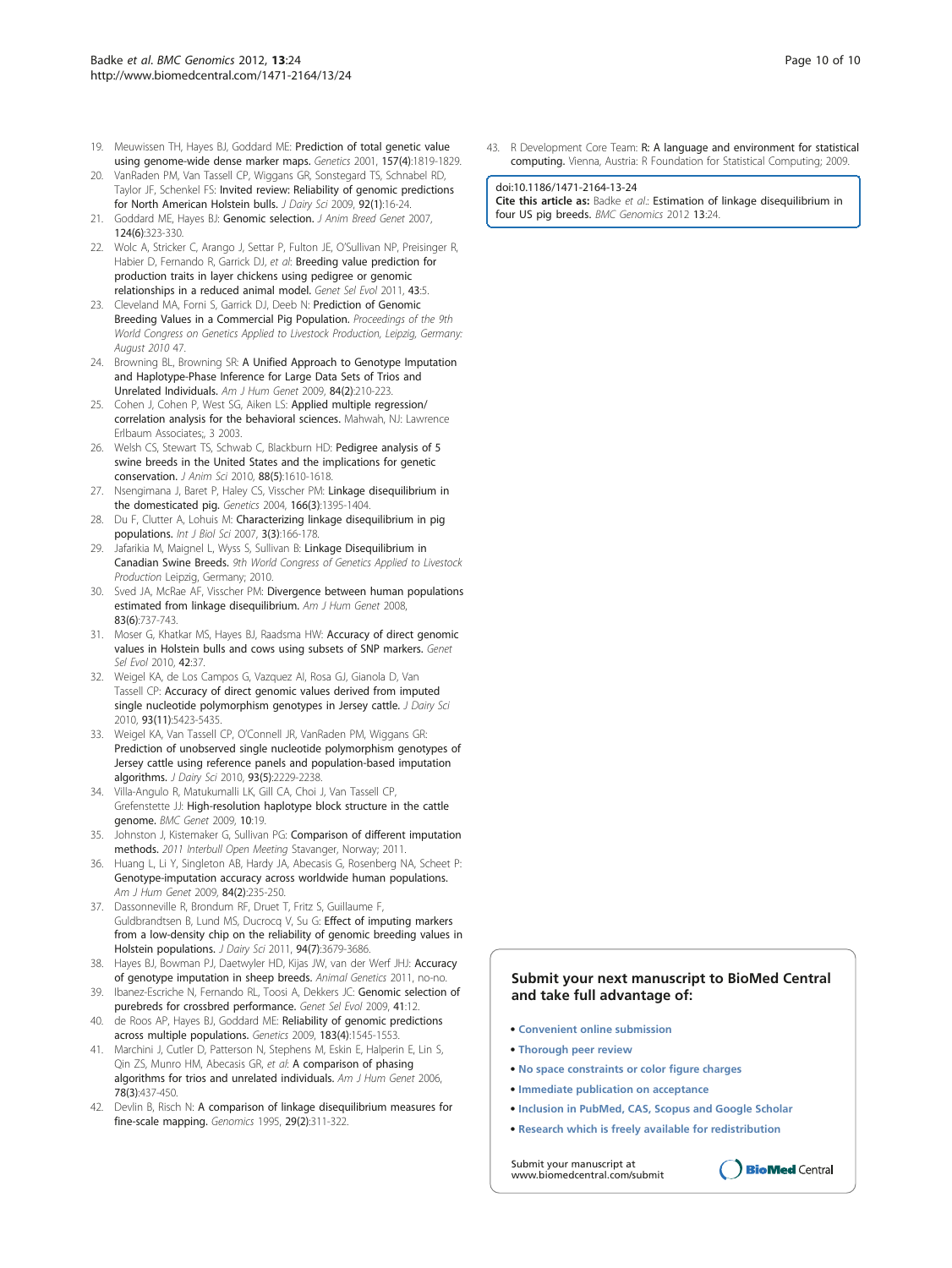19. Meuwissen TH, Hayes BJ, Goddard ME: **Prediction of total genetic value using genome-wide dense marker maps.** *Genetics* 2001, **157(4)**:1819-1829.
20. VanRaden PM, Van Tassell CP, Wiggans GR, Sonstegard TS, Schnabel RD, Taylor JF, Schenkel FS: **Invited review: Reliability of genomic predictions for North American Holstein bulls.** *J Dairy Sci* 2009, **92(1)**:16-24.
21. Goddard ME, Hayes BJ: **Genomic selection.** *J Anim Breed Genet* 2007, **124(6)**:323-330.
22. Wolc A, Stricker C, Arango J, Settar P, Fulton JE, O'Sullivan NP, Preisinger R, Habier D, Fernando R, Garrick DJ, *et al*: **Breeding value prediction for production traits in layer chickens using pedigree or genomic relationships in a reduced animal model.** *Genet Sel Evol* 2011, **43**:5.
23. Cleveland MA, Forni S, Garrick DJ, Deeb N: **Prediction of Genomic Breeding Values in a Commercial Pig Population.** *Proceedings of the 9th World Congress on Genetics Applied to Livestock Production, Leipzig, Germany: August 2010* 47.
24. Browning BL, Browning SR: **A Unified Approach to Genotype Imputation and Haplotype-Phase Inference for Large Data Sets of Trios and Unrelated Individuals.** *Am J Hum Genet* 2009, **84(2)**:210-223.
25. Cohen J, Cohen P, West SG, Aiken LS: **Applied multiple regression/correlation analysis for the behavioral sciences.** Mahwah, NJ: Lawrence Erlbaum Associates;, 3 2003.
26. Welsh CS, Stewart TS, Schwab C, Blackburn HD: **Pedigree analysis of 5 swine breeds in the United States and the implications for genetic conservation.** *J Anim Sci* 2010, **88(5)**:1610-1618.
27. Nsengimana J, Baret P, Haley CS, Visscher PM: **Linkage disequilibrium in the domesticated pig.** *Genetics* 2004, **166(3)**:1395-1404.
28. Du F, Clutter A, Lohuis M: **Characterizing linkage disequilibrium in pig populations.** *Int J Biol Sci* 2007, **3(3)**:166-178.
29. Jafarikia M, Maignel L, Wyss S, Sullivan B: **Linkage Disequilibrium in Canadian Swine Breeds.** *9th World Congress of Genetics Applied to Livestock Production* Leipzig, Germany; 2010.
30. Sved JA, McRae AF, Visscher PM: **Divergence between human populations estimated from linkage disequilibrium.** *Am J Hum Genet* 2008, **83(6)**:737-743.
31. Moser G, Khatkar MS, Hayes BJ, Raadsma HW: **Accuracy of direct genomic values in Holstein bulls and cows using subsets of SNP markers.** *Genet Sel Evol* 2010, **42**:37.
32. Weigel KA, de Los Campos G, Vazquez AI, Rosa GJ, Gianola D, Van Tassell CP: **Accuracy of direct genomic values derived from imputed single nucleotide polymorphism genotypes in Jersey cattle.** *J Dairy Sci* 2010, **93(11)**:5423-5435.
33. Weigel KA, Van Tassell CP, O'Connell JR, VanRaden PM, Wiggans GR: **Prediction of unobserved single nucleotide polymorphism genotypes of Jersey cattle using reference panels and population-based imputation algorithms.** *J Dairy Sci* 2010, **93(5)**:2229-2238.
34. Villa-Angulo R, Matukumalli LK, Gill CA, Choi J, Van Tassell CP, Grefenstette JJ: **High-resolution haplotype block structure in the cattle genome.** *BMC Genet* 2009, **10**:19.
35. Johnston J, Kistemaker G, Sullivan PG: **Comparison of different imputation methods.** *2011 Interbull Open Meeting* Stavanger, Norway; 2011.
36. Huang L, Li Y, Singleton AB, Hardy JA, Abecasis G, Rosenberg NA, Scheet P: **Genotype-imputation accuracy across worldwide human populations.** *Am J Hum Genet* 2009, **84(2)**:235-250.
37. Dassonneville R, Brondum RF, Druet T, Fritz S, Guillaume F, Guldbrandtsen B, Lund MS, Ducrocq V, Su G: **Effect of imputing markers from a low-density chip on the reliability of genomic breeding values in Holstein populations.** *J Dairy Sci* 2011, **94(7)**:3679-3686.
38. Hayes BJ, Bowman PJ, Daetwyler HD, Kijas JW, van der Werf JHJ: **Accuracy of genotype imputation in sheep breeds.** *Animal Genetics* 2011, no-no.
39. Ibanez-Escriche N, Fernando RL, Toosi A, Dekkers JC: **Genomic selection of purebreds for crossbred performance.** *Genet Sel Evol* 2009, **41**:12.
40. de Roos AP, Hayes BJ, Goddard ME: **Reliability of genomic predictions across multiple populations.** *Genetics* 2009, **183(4)**:1545-1553.
41. Marchini J, Cutler D, Patterson N, Stephens M, Eskin E, Halperin E, Lin S, Qin ZS, Munro HM, Abecasis GR, *et al*: **A comparison of phasing algorithms for trios and unrelated individuals.** *Am J Hum Genet* 2006, **78(3)**:437-450.
42. Devlin B, Risch N: **A comparison of linkage disequilibrium measures for fine-scale mapping.** *Genomics* 1995, **29(2)**:311-322.
43. R Development Core Team: **R: A language and environment for statistical computing.** Vienna, Austria: R Foundation for Statistical Computing; 2009.

doi:10.1186/1471-2164-13-24

**Cite this article as:** Badke *et al.*: Estimation of linkage disequilibrium in four US pig breeds. *BMC Genomics* 2012 **13**:24.

**Submit your next manuscript to BioMed Central and take full advantage of:**

- Convenient online submission
- Thorough peer review
- No space constraints or color figure charges
- Immediate publication on acceptance
- Inclusion in PubMed, CAS, Scopus and Google Scholar
- Research which is freely available for redistribution

Submit your manuscript at www.biomedcentral.com/submit

BioMed Central